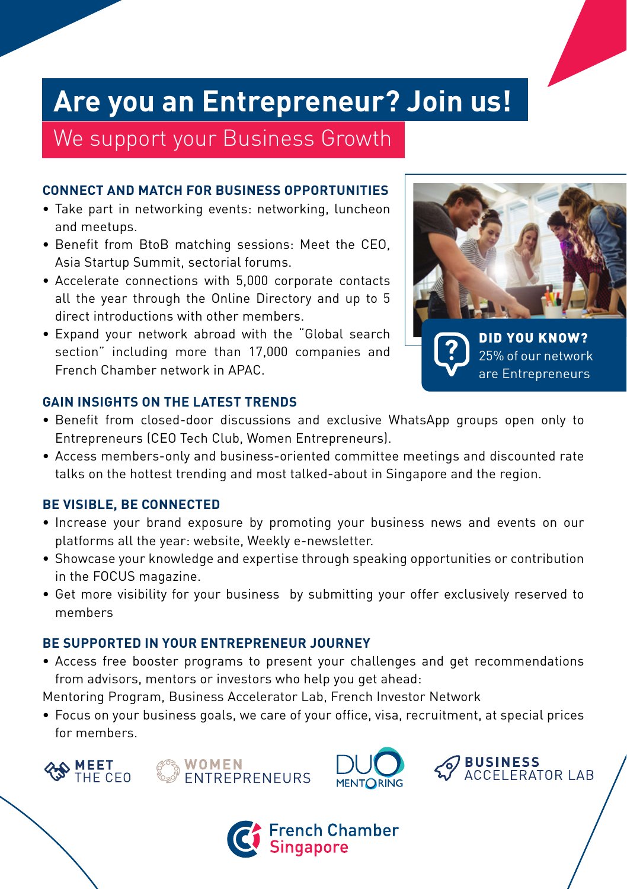# Are you an Entrepreneur? Join us!

## We support your Business Growth

### CONNECT AND MATCH FOR BUSINESS OPPORTUNITIES

- Take part in networking events: networking, luncheon and meetups.
- Benefit from BtoB matching sessions: Meet the CEO, Asia Startup Summit, sectorial forums.
- Accelerate connections with 5,000 corporate contacts all the year through the Online Directory and up to 5 direct introductions with other members.
- Expand your network abroad with the "Global search section" including more than 17,000 companies and French Chamber network in APAC.

**DID YOU KNOW?**
25% of our network are Entrepreneurs

### GAIN INSIGHTS ON THE LATEST TRENDS

- Benefit from closed-door discussions and exclusive WhatsApp groups open only to Entrepreneurs (CEO Tech Club, Women Entrepreneurs).
- Access members-only and business-oriented committee meetings and discounted rate talks on the hottest trending and most talked-about in Singapore and the region.

### BE VISIBLE, BE CONNECTED

- Increase your brand exposure by promoting your business news and events on our platforms all the year: website, Weekly e-newsletter.
- Showcase your knowledge and expertise through speaking opportunities or contribution in the FOCUS magazine.
- Get more visibility for your business by submitting your offer exclusively reserved to members

### BE SUPPORTED IN YOUR ENTREPRENEUR JOURNEY

- Access free booster programs to present your challenges and get recommendations from advisors, mentors or investors who help you get ahead:

Mentoring Program, Business Accelerator Lab, French Investor Network

- Focus on your business goals, we care of your office, visa, recruitment, at special prices for members.

MEET THE CEO | WOMEN ENTREPRENEURS | DUO MENTORING | BUSINESS ACCELERATOR LAB

French Chamber Singapore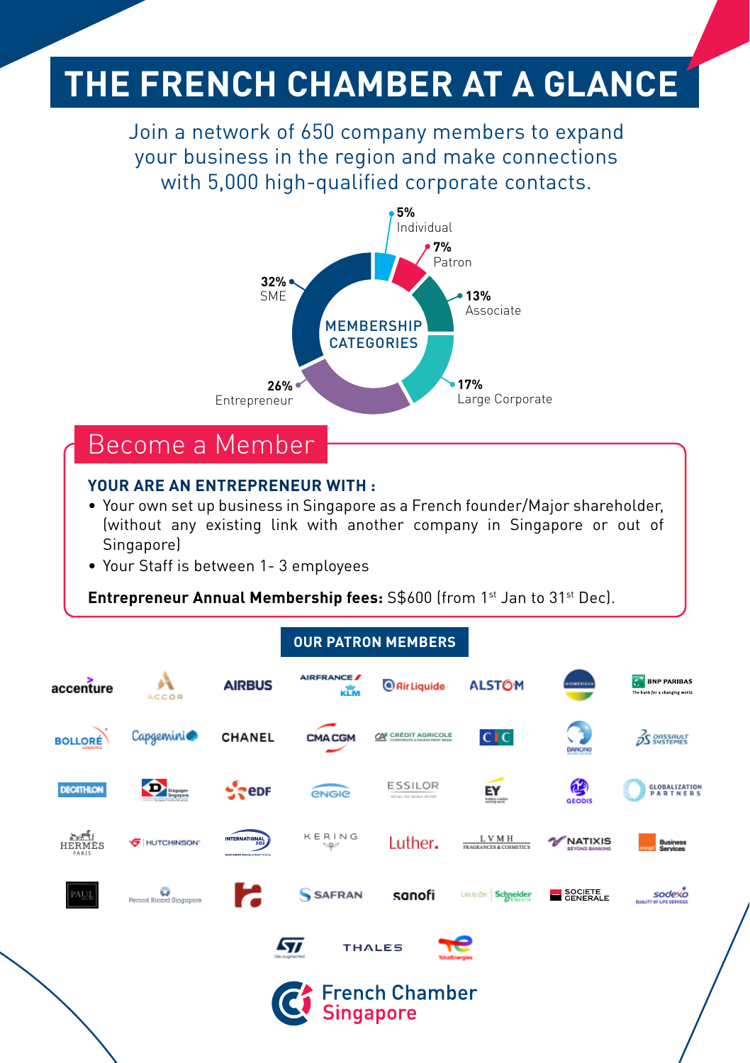# THE FRENCH CHAMBER AT A GLANCE

Join a network of 650 company members to expand your business in the region and make connections with 5,000 high-qualified corporate contacts.

MEMBERSHIP CATEGORIES

5% Individual

7% Patron

13% Associate

17% Large Corporate

26% Entrepreneur

32% SME

## Become a Member

**YOUR ARE AN ENTREPRENEUR WITH :**

- Your own set up business in Singapore as a French founder/Major shareholder, (without any existing link with another company in Singapore or out of Singapore)
- Your Staff is between 1- 3 employees

**Entrepreneur Annual Membership fees:** S$600 (from 1st Jan to 31st Dec).

## OUR PATRON MEMBERS

accenture, ACCOR, AIRBUS, AIRFRANCE KLM, Air Liquide, ALSTOM, BIOMÉRIEUX, BNP PARIBAS, BOLLORÉ LOGISTICS, Capgemini, CHANEL, CMA CGM, CRÉDIT AGRICOLE CORPORATE & INVESTMENT BANK, CIC, DANONE, DASSAULT SYSTEMES, DECATHLON, Dragages Singapore, EDF, ENGIE, ESSILOR, EY, GEODIS, GLOBALIZATION PARTNERS, HERMÈS PARIS, HUTCHINSON, INTERNATIONAL SOS, KERING, Luther., LVMH FRAGRANCES & COSMETICS, NATIXIS BEYOND BANKING, Orange Business Services, PAUL, Pernod Ricard Singapore, SAFRAN, sanofi, Schneider Electric, SOCIETE GENERALE, sodexo, ST, THALES, TotalEnergies

French Chamber Singapore